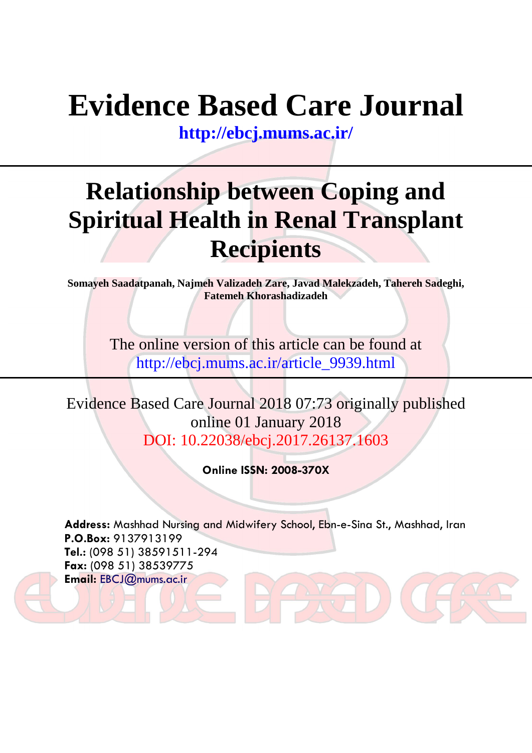# Evidence Based Care Journal

**http://ebcj.mums.ac.ir/**

---

# Relationship between Coping and Spiritual Health in Renal Transplant Recipients

**Somayeh Saadatpanah, Najmeh Valizadeh Zare, Javad Malekzadeh, Tahereh Sadeghi, Fatemeh Khorashadizadeh**

The online version of this article can be found at http://ebcj.mums.ac.ir/article_9939.html

---

Evidence Based Care Journal 2018 07:73 originally published online 01 January 2018

DOI: 10.22038/ebcj.2017.26137.1603

**Online ISSN: 2008-370X**

**Address:** Mashhad Nursing and Midwifery School, Ebn-e-Sina St., Mashhad, Iran
**P.O.Box:** 9137913199
**Tel.:** (098 51) 38591511-294
**Fax:** (098 51) 38539775
**Email:** EBCJ@mums.ac.ir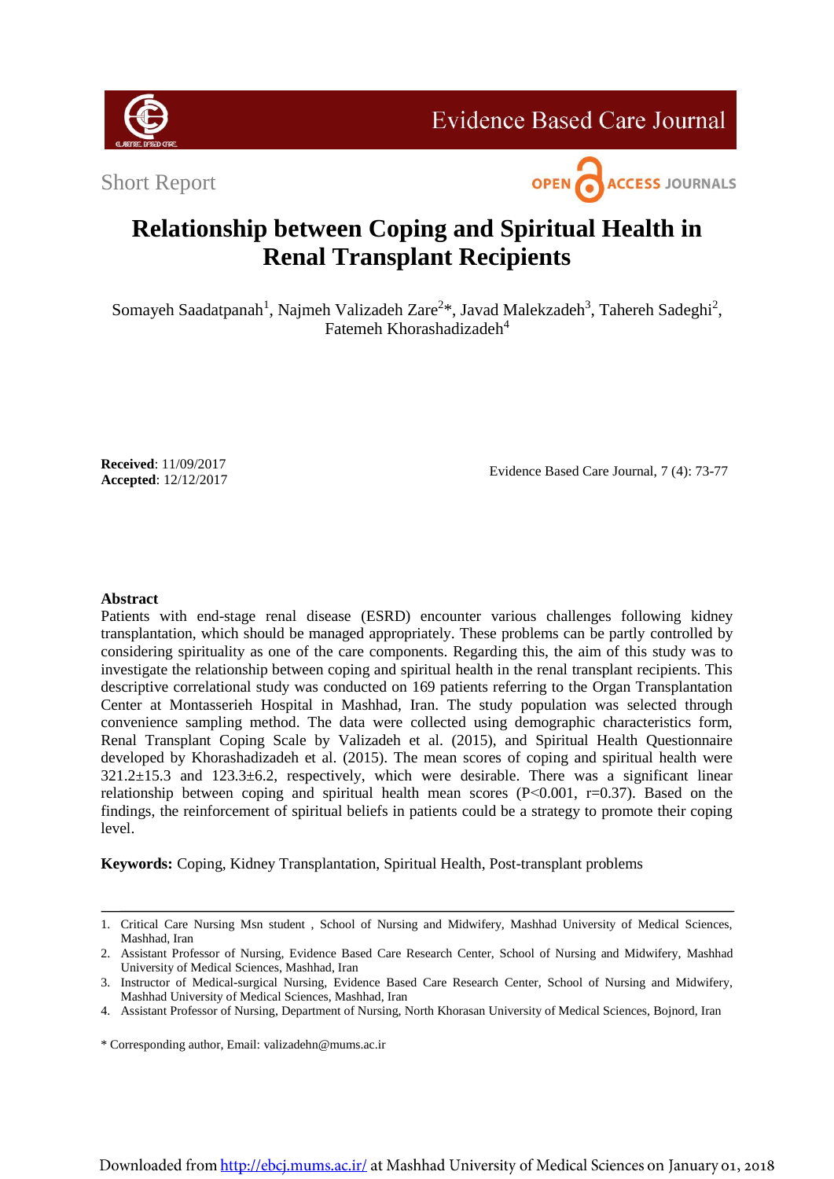Short Report

# Relationship between Coping and Spiritual Health in Renal Transplant Recipients

Somayeh Saadatpanah[1], Najmeh Valizadeh Zare[2]*, Javad Malekzadeh[3], Tahereh Sadeghi[2], Fatemeh Khorashadizadeh[4]

**Received**: 11/09/2017
**Accepted**: 12/12/2017

Evidence Based Care Journal, 7 (4): 73-77

## Abstract

Patients with end-stage renal disease (ESRD) encounter various challenges following kidney transplantation, which should be managed appropriately. These problems can be partly controlled by considering spirituality as one of the care components. Regarding this, the aim of this study was to investigate the relationship between coping and spiritual health in the renal transplant recipients. This descriptive correlational study was conducted on 169 patients referring to the Organ Transplantation Center at Montasserieh Hospital in Mashhad, Iran. The study population was selected through convenience sampling method. The data were collected using demographic characteristics form, Renal Transplant Coping Scale by Valizadeh et al. (2015), and Spiritual Health Questionnaire developed by Khorashadizadeh et al. (2015). The mean scores of coping and spiritual health were 321.2±15.3 and 123.3±6.2, respectively, which were desirable. There was a significant linear relationship between coping and spiritual health mean scores ($P<0.001$, $r=0.37$). Based on the findings, the reinforcement of spiritual beliefs in patients could be a strategy to promote their coping level.

**Keywords:** Coping, Kidney Transplantation, Spiritual Health, Post-transplant problems

---

1. Critical Care Nursing Msn student , School of Nursing and Midwifery, Mashhad University of Medical Sciences, Mashhad, Iran
2. Assistant Professor of Nursing, Evidence Based Care Research Center, School of Nursing and Midwifery, Mashhad University of Medical Sciences, Mashhad, Iran
3. Instructor of Medical-surgical Nursing, Evidence Based Care Research Center, School of Nursing and Midwifery, Mashhad University of Medical Sciences, Mashhad, Iran
4. Assistant Professor of Nursing, Department of Nursing, North Khorasan University of Medical Sciences, Bojnord, Iran

\* Corresponding author, Email: valizadehn@mums.ac.ir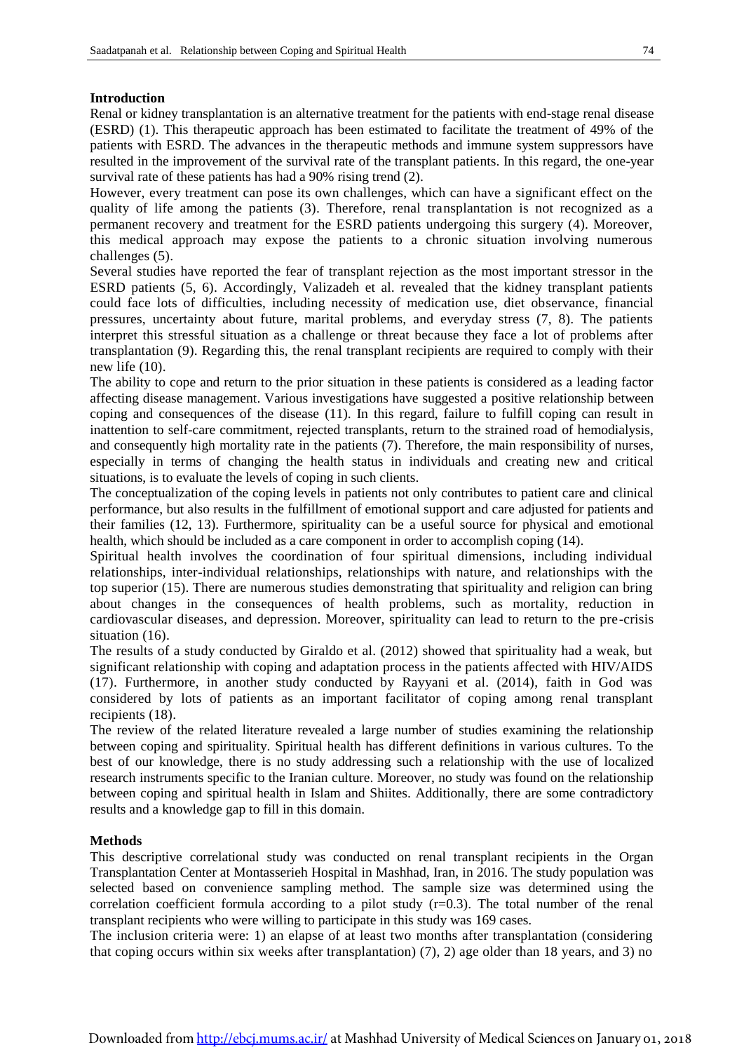## Introduction

Renal or kidney transplantation is an alternative treatment for the patients with end-stage renal disease (ESRD) (1). This therapeutic approach has been estimated to facilitate the treatment of 49% of the patients with ESRD. The advances in the therapeutic methods and immune system suppressors have resulted in the improvement of the survival rate of the transplant patients. In this regard, the one-year survival rate of these patients has had a 90% rising trend (2).

However, every treatment can pose its own challenges, which can have a significant effect on the quality of life among the patients (3). Therefore, renal transplantation is not recognized as a permanent recovery and treatment for the ESRD patients undergoing this surgery (4). Moreover, this medical approach may expose the patients to a chronic situation involving numerous challenges (5).

Several studies have reported the fear of transplant rejection as the most important stressor in the ESRD patients (5, 6). Accordingly, Valizadeh et al. revealed that the kidney transplant patients could face lots of difficulties, including necessity of medication use, diet observance, financial pressures, uncertainty about future, marital problems, and everyday stress (7, 8). The patients interpret this stressful situation as a challenge or threat because they face a lot of problems after transplantation (9). Regarding this, the renal transplant recipients are required to comply with their new life (10).

The ability to cope and return to the prior situation in these patients is considered as a leading factor affecting disease management. Various investigations have suggested a positive relationship between coping and consequences of the disease (11). In this regard, failure to fulfill coping can result in inattention to self-care commitment, rejected transplants, return to the strained road of hemodialysis, and consequently high mortality rate in the patients (7). Therefore, the main responsibility of nurses, especially in terms of changing the health status in individuals and creating new and critical situations, is to evaluate the levels of coping in such clients.

The conceptualization of the coping levels in patients not only contributes to patient care and clinical performance, but also results in the fulfillment of emotional support and care adjusted for patients and their families (12, 13). Furthermore, spirituality can be a useful source for physical and emotional health, which should be included as a care component in order to accomplish coping (14).

Spiritual health involves the coordination of four spiritual dimensions, including individual relationships, inter-individual relationships, relationships with nature, and relationships with the top superior (15). There are numerous studies demonstrating that spirituality and religion can bring about changes in the consequences of health problems, such as mortality, reduction in cardiovascular diseases, and depression. Moreover, spirituality can lead to return to the pre-crisis situation (16).

The results of a study conducted by Giraldo et al. (2012) showed that spirituality had a weak, but significant relationship with coping and adaptation process in the patients affected with HIV/AIDS (17). Furthermore, in another study conducted by Rayyani et al. (2014), faith in God was considered by lots of patients as an important facilitator of coping among renal transplant recipients (18).

The review of the related literature revealed a large number of studies examining the relationship between coping and spirituality. Spiritual health has different definitions in various cultures. To the best of our knowledge, there is no study addressing such a relationship with the use of localized research instruments specific to the Iranian culture. Moreover, no study was found on the relationship between coping and spiritual health in Islam and Shiites. Additionally, there are some contradictory results and a knowledge gap to fill in this domain.

## Methods

This descriptive correlational study was conducted on renal transplant recipients in the Organ Transplantation Center at Montasserieh Hospital in Mashhad, Iran, in 2016. The study population was selected based on convenience sampling method. The sample size was determined using the correlation coefficient formula according to a pilot study (r=0.3). The total number of the renal transplant recipients who were willing to participate in this study was 169 cases.

The inclusion criteria were: 1) an elapse of at least two months after transplantation (considering that coping occurs within six weeks after transplantation) (7), 2) age older than 18 years, and 3) no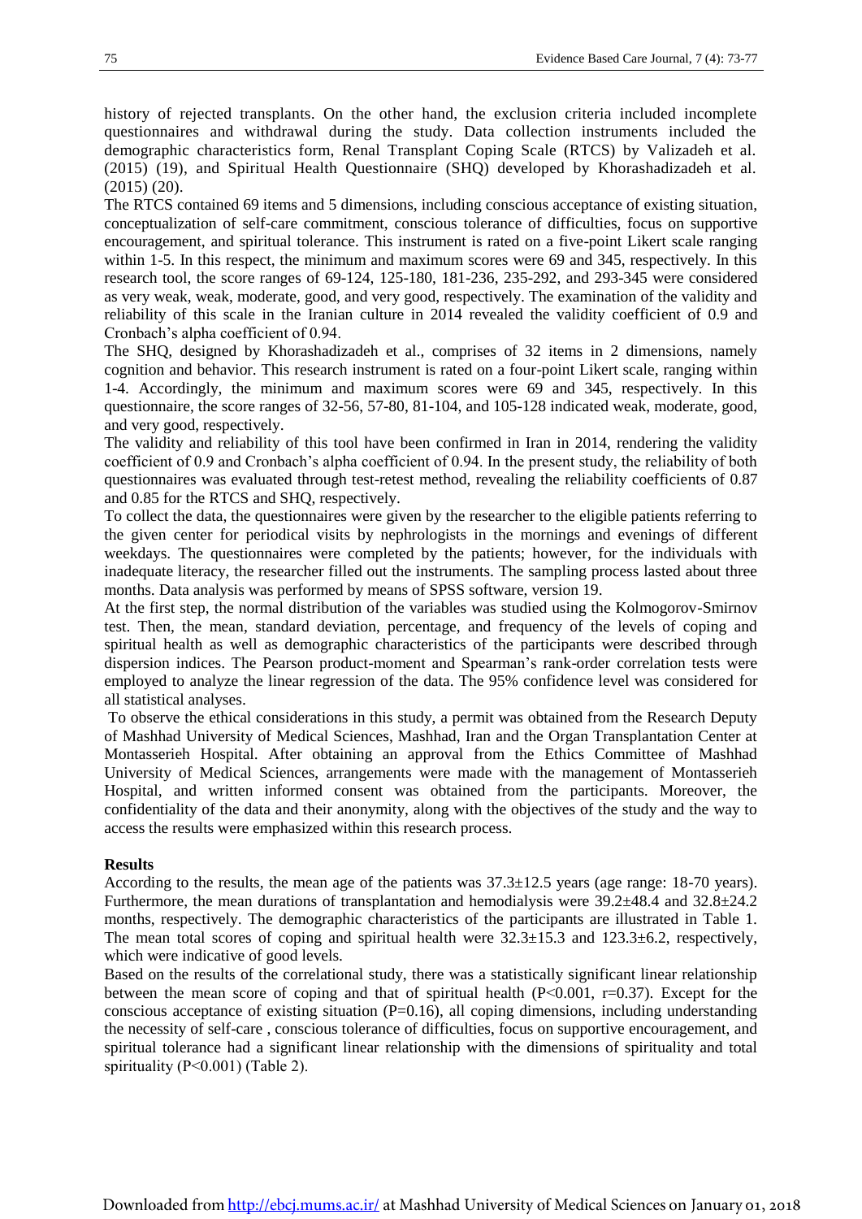history of rejected transplants. On the other hand, the exclusion criteria included incomplete questionnaires and withdrawal during the study. Data collection instruments included the demographic characteristics form, Renal Transplant Coping Scale (RTCS) by Valizadeh et al. (2015) (19), and Spiritual Health Questionnaire (SHQ) developed by Khorashadizadeh et al. (2015) (20).

The RTCS contained 69 items and 5 dimensions, including conscious acceptance of existing situation, conceptualization of self-care commitment, conscious tolerance of difficulties, focus on supportive encouragement, and spiritual tolerance. This instrument is rated on a five-point Likert scale ranging within 1-5. In this respect, the minimum and maximum scores were 69 and 345, respectively. In this research tool, the score ranges of 69-124, 125-180, 181-236, 235-292, and 293-345 were considered as very weak, weak, moderate, good, and very good, respectively. The examination of the validity and reliability of this scale in the Iranian culture in 2014 revealed the validity coefficient of 0.9 and Cronbach's alpha coefficient of 0.94.

The SHQ, designed by Khorashadizadeh et al., comprises of 32 items in 2 dimensions, namely cognition and behavior. This research instrument is rated on a four-point Likert scale, ranging within 1-4. Accordingly, the minimum and maximum scores were 69 and 345, respectively. In this questionnaire, the score ranges of 32-56, 57-80, 81-104, and 105-128 indicated weak, moderate, good, and very good, respectively.

The validity and reliability of this tool have been confirmed in Iran in 2014, rendering the validity coefficient of 0.9 and Cronbach's alpha coefficient of 0.94. In the present study, the reliability of both questionnaires was evaluated through test-retest method, revealing the reliability coefficients of 0.87 and 0.85 for the RTCS and SHQ, respectively.

To collect the data, the questionnaires were given by the researcher to the eligible patients referring to the given center for periodical visits by nephrologists in the mornings and evenings of different weekdays. The questionnaires were completed by the patients; however, for the individuals with inadequate literacy, the researcher filled out the instruments. The sampling process lasted about three months. Data analysis was performed by means of SPSS software, version 19.

At the first step, the normal distribution of the variables was studied using the Kolmogorov-Smirnov test. Then, the mean, standard deviation, percentage, and frequency of the levels of coping and spiritual health as well as demographic characteristics of the participants were described through dispersion indices. The Pearson product-moment and Spearman's rank-order correlation tests were employed to analyze the linear regression of the data. The 95% confidence level was considered for all statistical analyses.

To observe the ethical considerations in this study, a permit was obtained from the Research Deputy of Mashhad University of Medical Sciences, Mashhad, Iran and the Organ Transplantation Center at Montasserieh Hospital. After obtaining an approval from the Ethics Committee of Mashhad University of Medical Sciences, arrangements were made with the management of Montasserieh Hospital, and written informed consent was obtained from the participants. Moreover, the confidentiality of the data and their anonymity, along with the objectives of the study and the way to access the results were emphasized within this research process.

## Results

According to the results, the mean age of the patients was 37.3±12.5 years (age range: 18-70 years). Furthermore, the mean durations of transplantation and hemodialysis were 39.2±48.4 and 32.8±24.2 months, respectively. The demographic characteristics of the participants are illustrated in Table 1. The mean total scores of coping and spiritual health were 32.3±15.3 and 123.3±6.2, respectively, which were indicative of good levels.

Based on the results of the correlational study, there was a statistically significant linear relationship between the mean score of coping and that of spiritual health ($P<0.001$, $r=0.37$). Except for the conscious acceptance of existing situation ($P=0.16$), all coping dimensions, including understanding the necessity of self-care , conscious tolerance of difficulties, focus on supportive encouragement, and spiritual tolerance had a significant linear relationship with the dimensions of spirituality and total spirituality ($P<0.001$) (Table 2).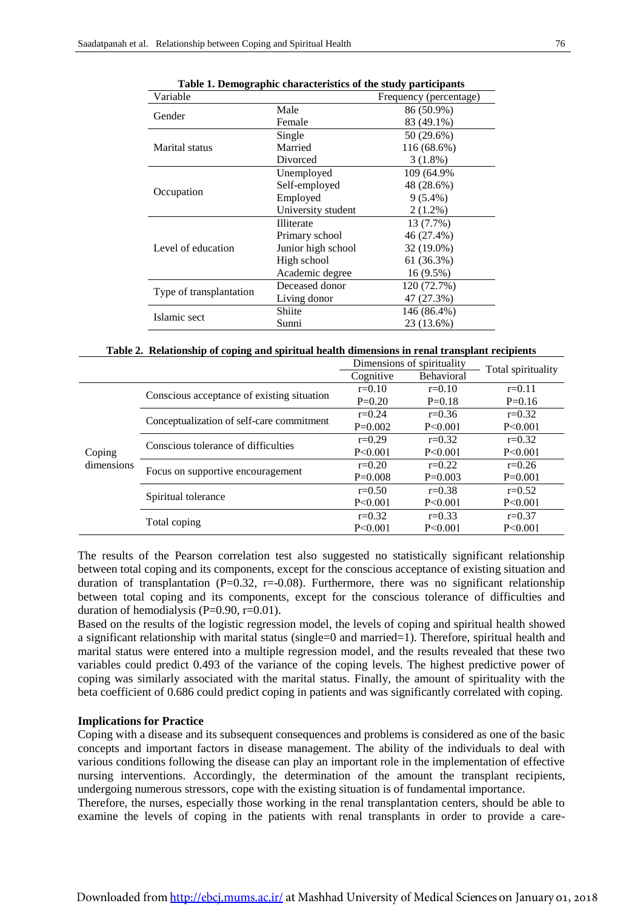**Table 1. Demographic characteristics of the study participants**

| Variable | | Frequency (percentage) |
|---|---|---|
| Gender | Male | 86 (50.9%) |
| | Female | 83 (49.1%) |
| Marital status | Single | 50 (29.6%) |
| | Married | 116 (68.6%) |
| | Divorced | 3 (1.8%) |
| Occupation | Unemployed | 109 (64.9% |
| | Self-employed | 48 (28.6%) |
| | Employed | 9 (5.4%) |
| | University student | 2 (1.2%) |
| Level of education | Illiterate | 13 (7.7%) |
| | Primary school | 46 (27.4%) |
| | Junior high school | 32 (19.0%) |
| | High school | 61 (36.3%) |
| | Academic degree | 16 (9.5%) |
| Type of transplantation | Deceased donor | 120 (72.7%) |
| | Living donor | 47 (27.3%) |
| Islamic sect | Shiite | 146 (86.4%) |
| | Sunni | 23 (13.6%) |

**Table 2. Relationship of coping and spiritual health dimensions in renal transplant recipients**

| | | Dimensions of spirituality | | Total spirituality |
|---|---|---|---|---|
| | | Cognitive | Behavioral | |
| Coping dimensions | Conscious acceptance of existing situation | r=0.10<br>P=0.20 | r=0.10<br>P=0.18 | r=0.11<br>P=0.16 |
| | Conceptualization of self-care commitment | r=0.24<br>P=0.002 | r=0.36<br>P<0.001 | r=0.32<br>P<0.001 |
| | Conscious tolerance of difficulties | r=0.29<br>P<0.001 | r=0.32<br>P<0.001 | r=0.32<br>P<0.001 |
| | Focus on supportive encouragement | r=0.20<br>P=0.008 | r=0.22<br>P=0.003 | r=0.26<br>P=0.001 |
| | Spiritual tolerance | r=0.50<br>P<0.001 | r=0.38<br>P<0.001 | r=0.52<br>P<0.001 |
| | Total coping | r=0.32<br>P<0.001 | r=0.33<br>P<0.001 | r=0.37<br>P<0.001 |

The results of the Pearson correlation test also suggested no statistically significant relationship between total coping and its components, except for the conscious acceptance of existing situation and duration of transplantation (P=0.32, r=-0.08). Furthermore, there was no significant relationship between total coping and its components, except for the conscious tolerance of difficulties and duration of hemodialysis (P=0.90, r=0.01).

Based on the results of the logistic regression model, the levels of coping and spiritual health showed a significant relationship with marital status (single=0 and married=1). Therefore, spiritual health and marital status were entered into a multiple regression model, and the results revealed that these two variables could predict 0.493 of the variance of the coping levels. The highest predictive power of coping was similarly associated with the marital status. Finally, the amount of spirituality with the beta coefficient of 0.686 could predict coping in patients and was significantly correlated with coping.

### Implications for Practice

Coping with a disease and its subsequent consequences and problems is considered as one of the basic concepts and important factors in disease management. The ability of the individuals to deal with various conditions following the disease can play an important role in the implementation of effective nursing interventions. Accordingly, the determination of the amount the transplant recipients, undergoing numerous stressors, cope with the existing situation is of fundamental importance.

Therefore, the nurses, especially those working in the renal transplantation centers, should be able to examine the levels of coping in the patients with renal transplants in order to provide a care-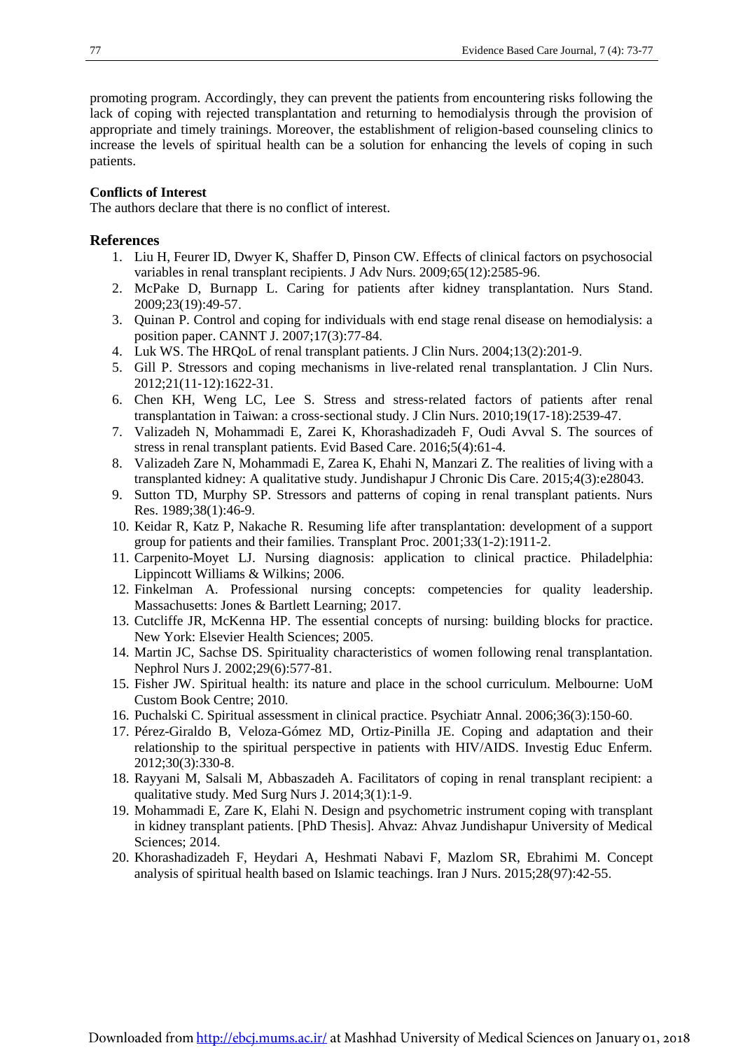promoting program. Accordingly, they can prevent the patients from encountering risks following the lack of coping with rejected transplantation and returning to hemodialysis through the provision of appropriate and timely trainings. Moreover, the establishment of religion-based counseling clinics to increase the levels of spiritual health can be a solution for enhancing the levels of coping in such patients.

### Conflicts of Interest

The authors declare that there is no conflict of interest.

## References

1. Liu H, Feurer ID, Dwyer K, Shaffer D, Pinson CW. Effects of clinical factors on psychosocial variables in renal transplant recipients. J Adv Nurs. 2009;65(12):2585-96.
2. McPake D, Burnapp L. Caring for patients after kidney transplantation. Nurs Stand. 2009;23(19):49-57.
3. Quinan P. Control and coping for individuals with end stage renal disease on hemodialysis: a position paper. CANNT J. 2007;17(3):77-84.
4. Luk WS. The HRQoL of renal transplant patients. J Clin Nurs. 2004;13(2):201-9.
5. Gill P. Stressors and coping mechanisms in live-related renal transplantation. J Clin Nurs. 2012;21(11-12):1622-31.
6. Chen KH, Weng LC, Lee S. Stress and stress-related factors of patients after renal transplantation in Taiwan: a cross-sectional study. J Clin Nurs. 2010;19(17-18):2539-47.
7. Valizadeh N, Mohammadi E, Zarei K, Khorashadizadeh F, Oudi Avval S. The sources of stress in renal transplant patients. Evid Based Care. 2016;5(4):61-4.
8. Valizadeh Zare N, Mohammadi E, Zarea K, Ehahi N, Manzari Z. The realities of living with a transplanted kidney: A qualitative study. Jundishapur J Chronic Dis Care. 2015;4(3):e28043.
9. Sutton TD, Murphy SP. Stressors and patterns of coping in renal transplant patients. Nurs Res. 1989;38(1):46-9.
10. Keidar R, Katz P, Nakache R. Resuming life after transplantation: development of a support group for patients and their families. Transplant Proc. 2001;33(1-2):1911-2.
11. Carpenito-Moyet LJ. Nursing diagnosis: application to clinical practice. Philadelphia: Lippincott Williams & Wilkins; 2006.
12. Finkelman A. Professional nursing concepts: competencies for quality leadership. Massachusetts: Jones & Bartlett Learning; 2017.
13. Cutcliffe JR, McKenna HP. The essential concepts of nursing: building blocks for practice. New York: Elsevier Health Sciences; 2005.
14. Martin JC, Sachse DS. Spirituality characteristics of women following renal transplantation. Nephrol Nurs J. 2002;29(6):577-81.
15. Fisher JW. Spiritual health: its nature and place in the school curriculum. Melbourne: UoM Custom Book Centre; 2010.
16. Puchalski C. Spiritual assessment in clinical practice. Psychiatr Annal. 2006;36(3):150-60.
17. Pérez-Giraldo B, Veloza-Gómez MD, Ortiz-Pinilla JE. Coping and adaptation and their relationship to the spiritual perspective in patients with HIV/AIDS. Investig Educ Enferm. 2012;30(3):330-8.
18. Rayyani M, Salsali M, Abbaszadeh A. Facilitators of coping in renal transplant recipient: a qualitative study. Med Surg Nurs J. 2014;3(1):1-9.
19. Mohammadi E, Zare K, Elahi N. Design and psychometric instrument coping with transplant in kidney transplant patients. [PhD Thesis]. Ahvaz: Ahvaz Jundishapur University of Medical Sciences; 2014.
20. Khorashadizadeh F, Heydari A, Heshmati Nabavi F, Mazlom SR, Ebrahimi M. Concept analysis of spiritual health based on Islamic teachings. Iran J Nurs. 2015;28(97):42-55.